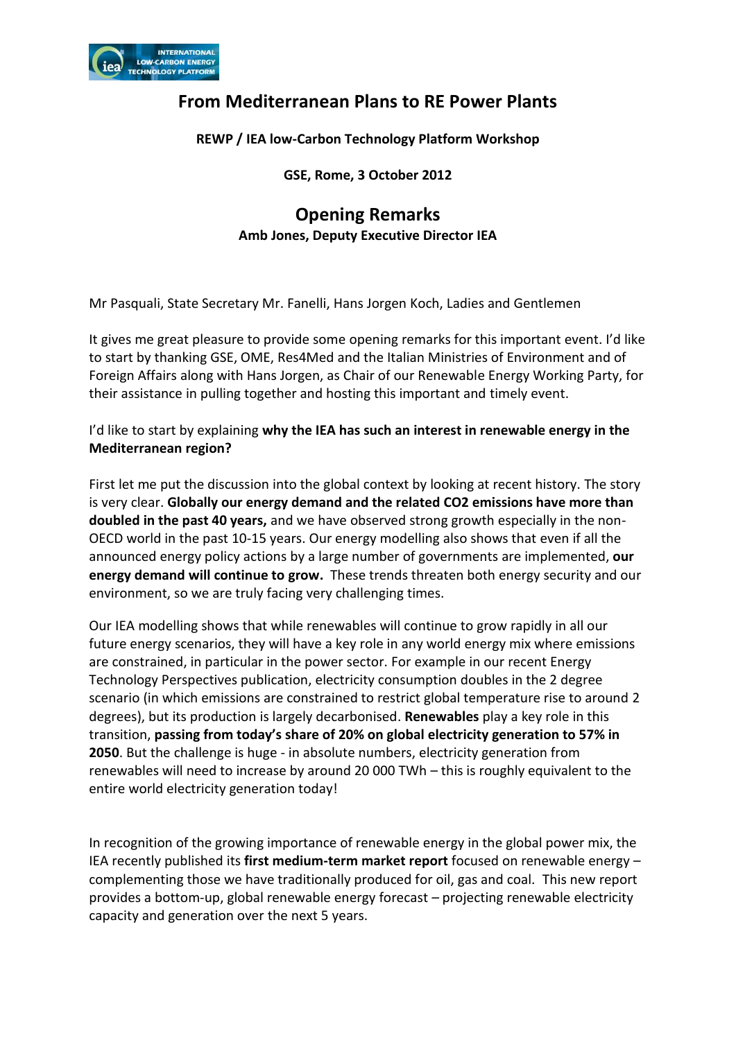# From Mediterranean Plans to RE Power Plants

**REWP / IEA low-Carbon Technology Platform Workshop**

**GSE, Rome, 3 October 2012**

## Opening Remarks

**Amb Jones, Deputy Executive Director IEA**

Mr Pasquali, State Secretary Mr. Fanelli, Hans Jorgen Koch, Ladies and Gentlemen

It gives me great pleasure to provide some opening remarks for this important event. I'd like to start by thanking GSE, OME, Res4Med and the Italian Ministries of Environment and of Foreign Affairs along with Hans Jorgen, as Chair of our Renewable Energy Working Party, for their assistance in pulling together and hosting this important and timely event.

I'd like to start by explaining **why the IEA has such an interest in renewable energy in the Mediterranean region?**

First let me put the discussion into the global context by looking at recent history. The story is very clear. **Globally our energy demand and the related $CO_2$ emissions have more than doubled in the past 40 years,** and we have observed strong growth especially in the non-OECD world in the past 10-15 years. Our energy modelling also shows that even if all the announced energy policy actions by a large number of governments are implemented, **our energy demand will continue to grow.** These trends threaten both energy security and our environment, so we are truly facing very challenging times.

Our IEA modelling shows that while renewables will continue to grow rapidly in all our future energy scenarios, they will have a key role in any world energy mix where emissions are constrained, in particular in the power sector. For example in our recent Energy Technology Perspectives publication, electricity consumption doubles in the 2 degree scenario (in which emissions are constrained to restrict global temperature rise to around 2 degrees), but its production is largely decarbonised. **Renewables** play a key role in this transition, **passing from today's share of 20% on global electricity generation to 57% in 2050**. But the challenge is huge - in absolute numbers, electricity generation from renewables will need to increase by around 20 000 TWh – this is roughly equivalent to the entire world electricity generation today!

In recognition of the growing importance of renewable energy in the global power mix, the IEA recently published its **first medium-term market report** focused on renewable energy – complementing those we have traditionally produced for oil, gas and coal. This new report provides a bottom-up, global renewable energy forecast – projecting renewable electricity capacity and generation over the next 5 years.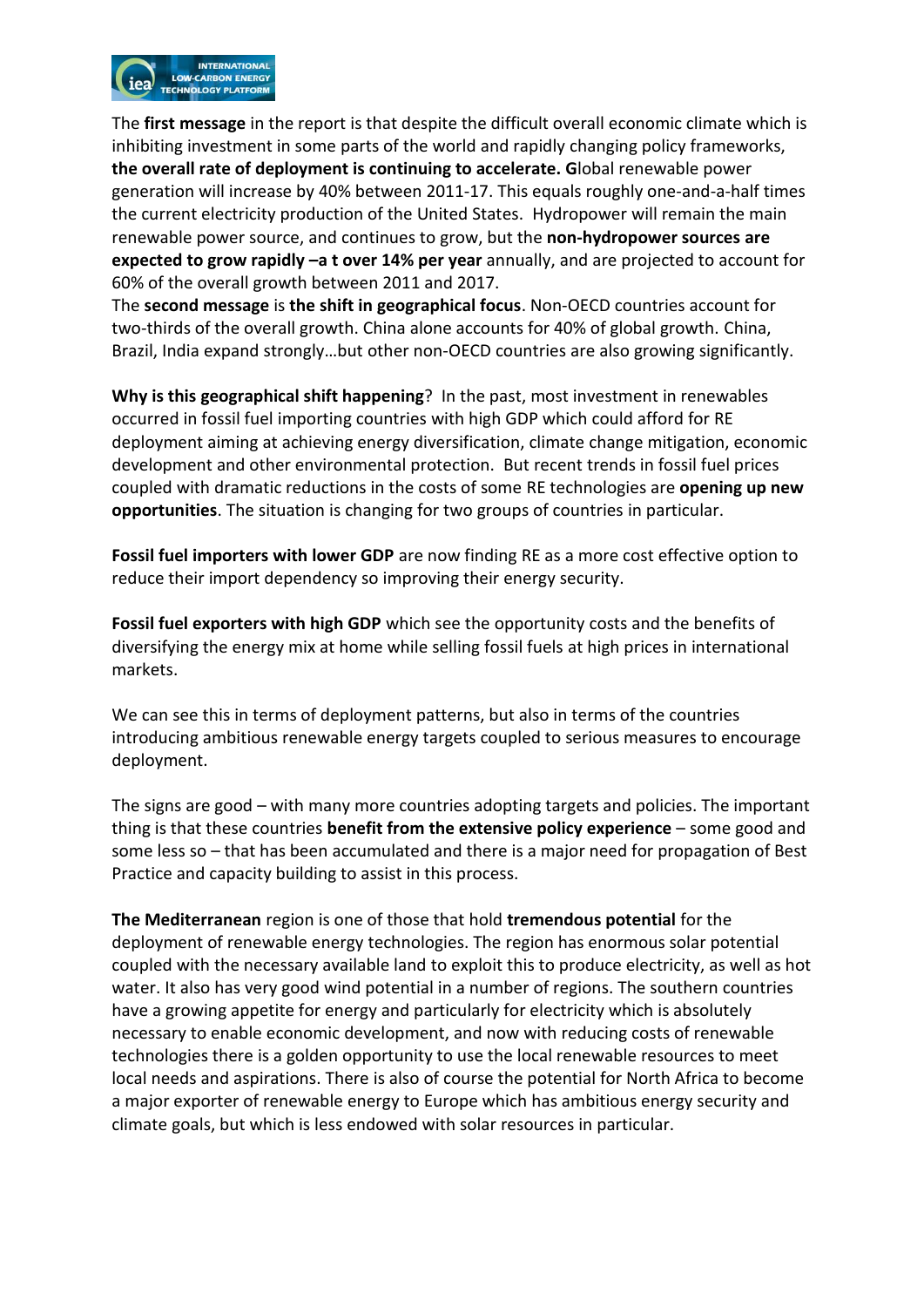The **first message** in the report is that despite the difficult overall economic climate which is inhibiting investment in some parts of the world and rapidly changing policy frameworks, **the overall rate of deployment is continuing to accelerate. G**lobal renewable power generation will increase by 40% between 2011-17. This equals roughly one-and-a-half times the current electricity production of the United States. Hydropower will remain the main renewable power source, and continues to grow, but the **non-hydropower sources are expected to grow rapidly –a t over 14% per year** annually, and are projected to account for 60% of the overall growth between 2011 and 2017.
The **second message** is **the shift in geographical focus**. Non-OECD countries account for two-thirds of the overall growth. China alone accounts for 40% of global growth. China, Brazil, India expand strongly…but other non-OECD countries are also growing significantly.

**Why is this geographical shift happening**? In the past, most investment in renewables occurred in fossil fuel importing countries with high GDP which could afford for RE deployment aiming at achieving energy diversification, climate change mitigation, economic development and other environmental protection. But recent trends in fossil fuel prices coupled with dramatic reductions in the costs of some RE technologies are **opening up new opportunities**. The situation is changing for two groups of countries in particular.

**Fossil fuel importers with lower GDP** are now finding RE as a more cost effective option to reduce their import dependency so improving their energy security.

**Fossil fuel exporters with high GDP** which see the opportunity costs and the benefits of diversifying the energy mix at home while selling fossil fuels at high prices in international markets.

We can see this in terms of deployment patterns, but also in terms of the countries introducing ambitious renewable energy targets coupled to serious measures to encourage deployment.

The signs are good – with many more countries adopting targets and policies. The important thing is that these countries **benefit from the extensive policy experience** – some good and some less so – that has been accumulated and there is a major need for propagation of Best Practice and capacity building to assist in this process.

**The Mediterranean** region is one of those that hold **tremendous potential** for the deployment of renewable energy technologies. The region has enormous solar potential coupled with the necessary available land to exploit this to produce electricity, as well as hot water. It also has very good wind potential in a number of regions. The southern countries have a growing appetite for energy and particularly for electricity which is absolutely necessary to enable economic development, and now with reducing costs of renewable technologies there is a golden opportunity to use the local renewable resources to meet local needs and aspirations. There is also of course the potential for North Africa to become a major exporter of renewable energy to Europe which has ambitious energy security and climate goals, but which is less endowed with solar resources in particular.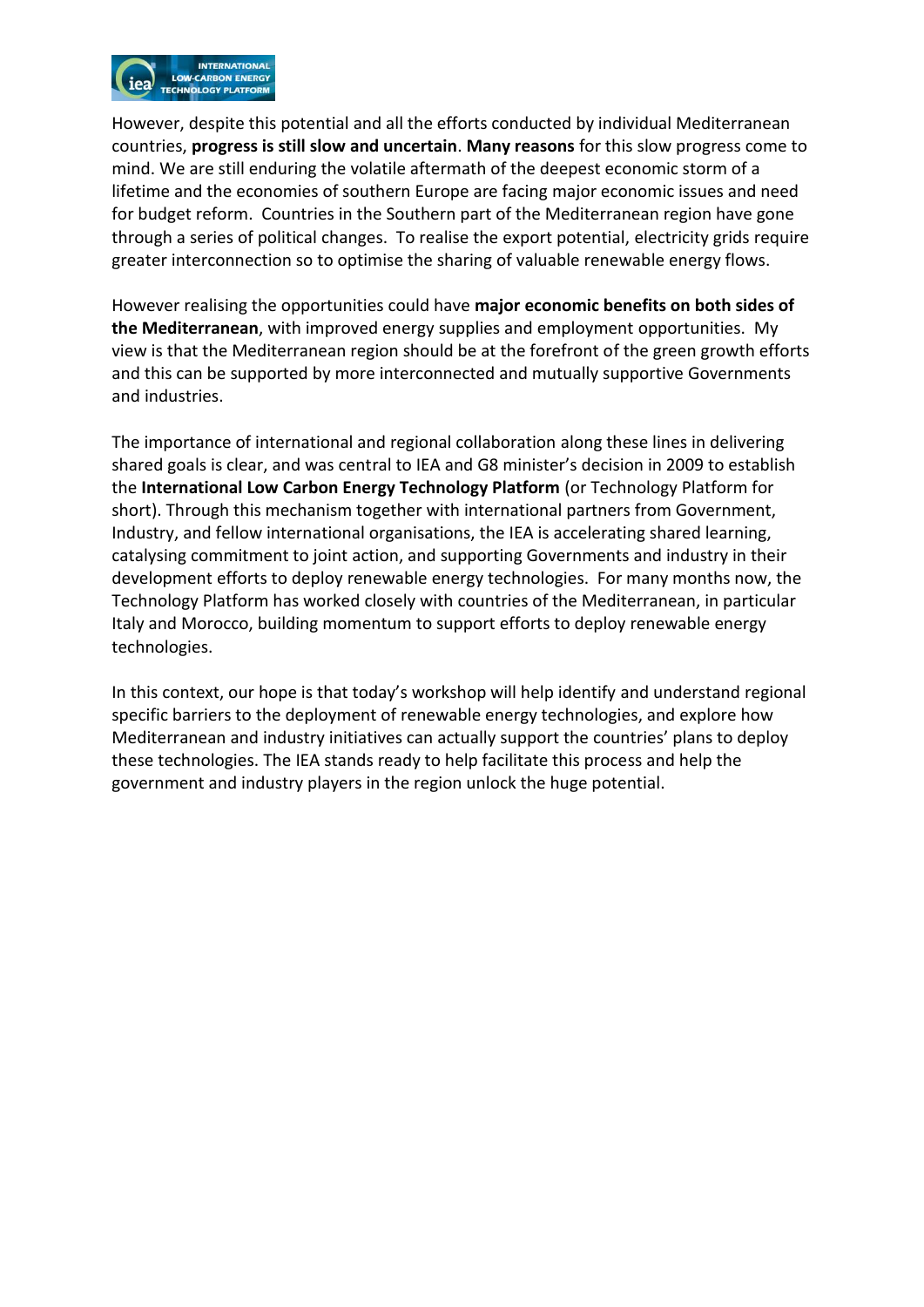However, despite this potential and all the efforts conducted by individual Mediterranean countries, **progress is still slow and uncertain**. **Many reasons** for this slow progress come to mind. We are still enduring the volatile aftermath of the deepest economic storm of a lifetime and the economies of southern Europe are facing major economic issues and need for budget reform. Countries in the Southern part of the Mediterranean region have gone through a series of political changes. To realise the export potential, electricity grids require greater interconnection so to optimise the sharing of valuable renewable energy flows.

However realising the opportunities could have **major economic benefits on both sides of the Mediterranean**, with improved energy supplies and employment opportunities. My view is that the Mediterranean region should be at the forefront of the green growth efforts and this can be supported by more interconnected and mutually supportive Governments and industries.

The importance of international and regional collaboration along these lines in delivering shared goals is clear, and was central to IEA and G8 minister's decision in 2009 to establish the **International Low Carbon Energy Technology Platform** (or Technology Platform for short). Through this mechanism together with international partners from Government, Industry, and fellow international organisations, the IEA is accelerating shared learning, catalysing commitment to joint action, and supporting Governments and industry in their development efforts to deploy renewable energy technologies. For many months now, the Technology Platform has worked closely with countries of the Mediterranean, in particular Italy and Morocco, building momentum to support efforts to deploy renewable energy technologies.

In this context, our hope is that today's workshop will help identify and understand regional specific barriers to the deployment of renewable energy technologies, and explore how Mediterranean and industry initiatives can actually support the countries' plans to deploy these technologies. The IEA stands ready to help facilitate this process and help the government and industry players in the region unlock the huge potential.